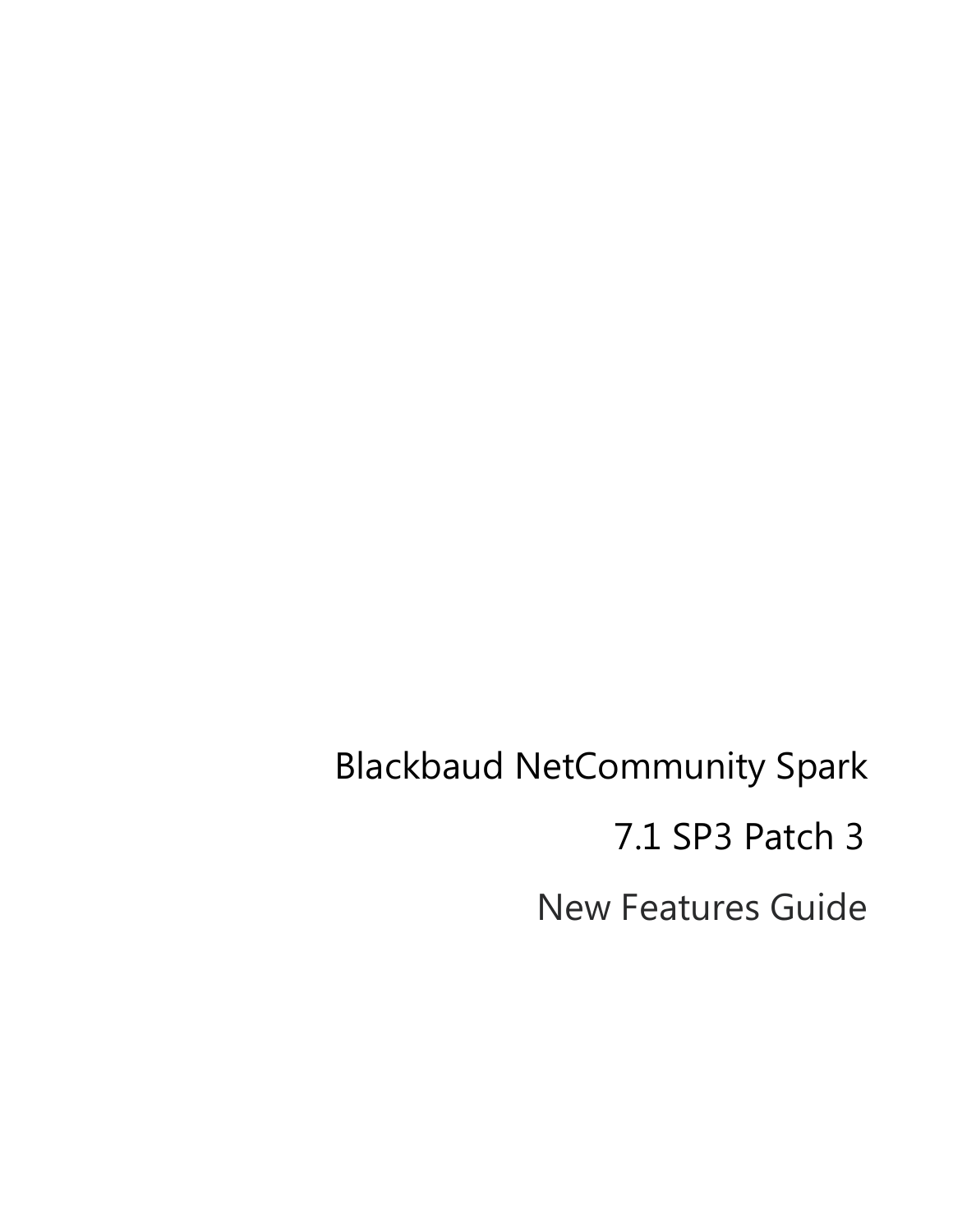# Blackbaud NetCommunity Spark

## 7.1 SP3 Patch 3

## New Features Guide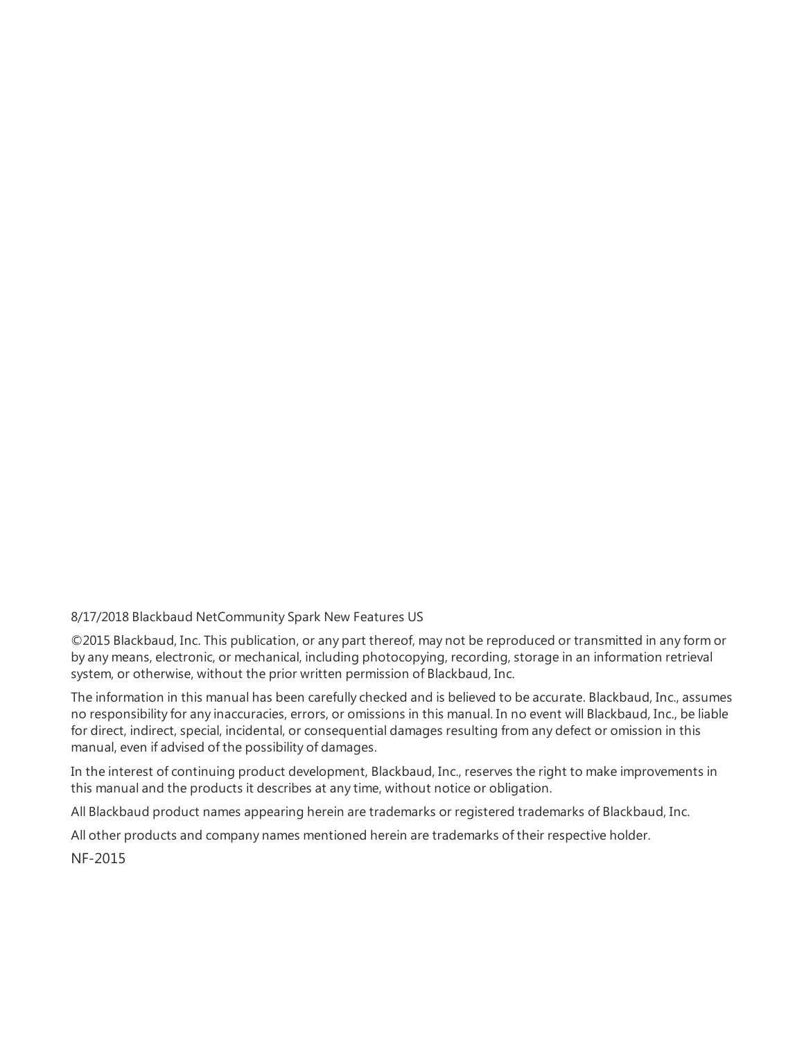8/17/2018 Blackbaud NetCommunity Spark New Features US

©2015 Blackbaud, Inc. This publication, or any part thereof, may not be reproduced or transmitted in any form or by any means, electronic, or mechanical, including photocopying, recording, storage in an information retrieval system, or otherwise, without the prior written permission of Blackbaud, Inc.

The information in this manual has been carefully checked and is believed to be accurate. Blackbaud, Inc., assumes no responsibility for any inaccuracies, errors, or omissions in this manual. In no event will Blackbaud, Inc., be liable for direct, indirect, special, incidental, or consequential damages resulting from any defect or omission in this manual, even if advised of the possibility of damages.

In the interest of continuing product development, Blackbaud, Inc., reserves the right to make improvements in this manual and the products it describes at any time, without notice or obligation.

All Blackbaud product names appearing herein are trademarks or registered trademarks of Blackbaud, Inc.

All other products and company names mentioned herein are trademarks of their respective holder.

NF-2015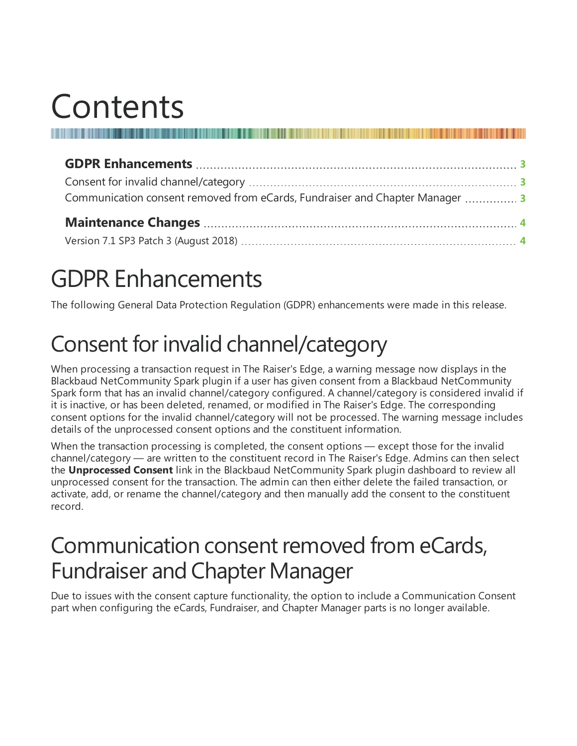# Contents

**GDPR Enhancements** ........ 3

Consent for invalid channel/category ........ 3

Communication consent removed from eCards, Fundraiser and Chapter Manager ........ 3

**Maintenance Changes** ........ 4

Version 7.1 SP3 Patch 3 (August 2018) ........ 4

# GDPR Enhancements

The following General Data Protection Regulation (GDPR) enhancements were made in this release.

# Consent for invalid channel/category

When processing a transaction request in The Raiser's Edge, a warning message now displays in the Blackbaud NetCommunity Spark plugin if a user has given consent from a Blackbaud NetCommunity Spark form that has an invalid channel/category configured. A channel/category is considered invalid if it is inactive, or has been deleted, renamed, or modified in The Raiser's Edge. The corresponding consent options for the invalid channel/category will not be processed. The warning message includes details of the unprocessed consent options and the constituent information.

When the transaction processing is completed, the consent options — except those for the invalid channel/category — are written to the constituent record in The Raiser's Edge. Admins can then select the **Unprocessed Consent** link in the Blackbaud NetCommunity Spark plugin dashboard to review all unprocessed consent for the transaction. The admin can then either delete the failed transaction, or activate, add, or rename the channel/category and then manually add the consent to the constituent record.

# Communication consent removed from eCards, Fundraiser and Chapter Manager

Due to issues with the consent capture functionality, the option to include a Communication Consent part when configuring the eCards, Fundraiser, and Chapter Manager parts is no longer available.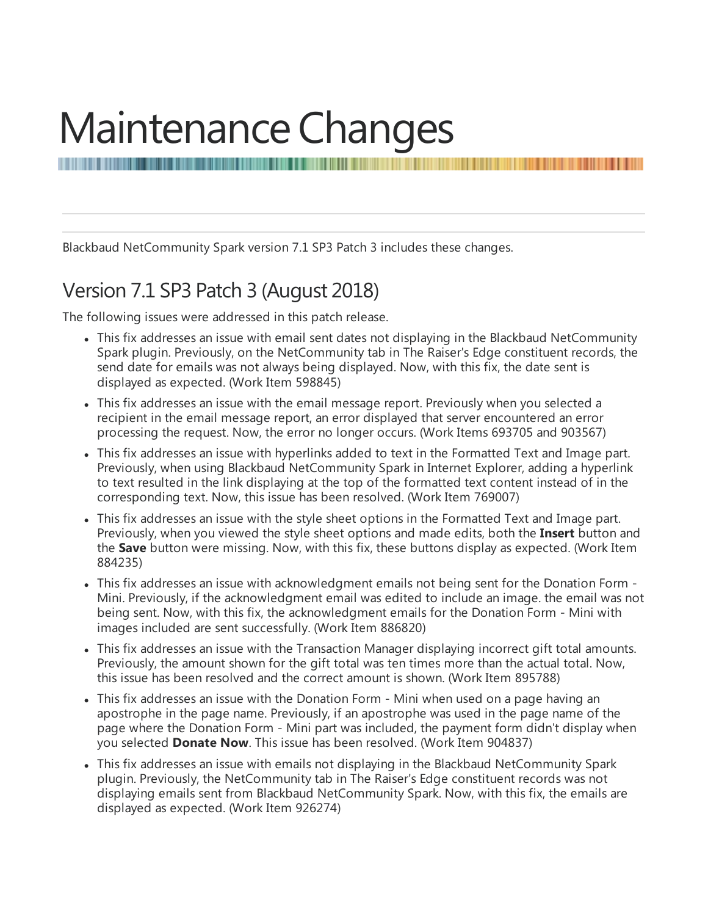# Maintenance Changes

Blackbaud NetCommunity Spark version 7.1 SP3 Patch 3 includes these changes.

## Version 7.1 SP3 Patch 3 (August 2018)

The following issues were addressed in this patch release.

- This fix addresses an issue with email sent dates not displaying in the Blackbaud NetCommunity Spark plugin. Previously, on the NetCommunity tab in The Raiser's Edge constituent records, the send date for emails was not always being displayed. Now, with this fix, the date sent is displayed as expected. (Work Item 598845)
- This fix addresses an issue with the email message report. Previously when you selected a recipient in the email message report, an error displayed that server encountered an error processing the request. Now, the error no longer occurs. (Work Items 693705 and 903567)
- This fix addresses an issue with hyperlinks added to text in the Formatted Text and Image part. Previously, when using Blackbaud NetCommunity Spark in Internet Explorer, adding a hyperlink to text resulted in the link displaying at the top of the formatted text content instead of in the corresponding text. Now, this issue has been resolved. (Work Item 769007)
- This fix addresses an issue with the style sheet options in the Formatted Text and Image part. Previously, when you viewed the style sheet options and made edits, both the **Insert** button and the **Save** button were missing. Now, with this fix, these buttons display as expected. (Work Item 884235)
- This fix addresses an issue with acknowledgment emails not being sent for the Donation Form - Mini. Previously, if the acknowledgment email was edited to include an image. the email was not being sent. Now, with this fix, the acknowledgment emails for the Donation Form - Mini with images included are sent successfully. (Work Item 886820)
- This fix addresses an issue with the Transaction Manager displaying incorrect gift total amounts. Previously, the amount shown for the gift total was ten times more than the actual total. Now, this issue has been resolved and the correct amount is shown. (Work Item 895788)
- This fix addresses an issue with the Donation Form - Mini when used on a page having an apostrophe in the page name. Previously, if an apostrophe was used in the page name of the page where the Donation Form - Mini part was included, the payment form didn't display when you selected **Donate Now**. This issue has been resolved. (Work Item 904837)
- This fix addresses an issue with emails not displaying in the Blackbaud NetCommunity Spark plugin. Previously, the NetCommunity tab in The Raiser's Edge constituent records was not displaying emails sent from Blackbaud NetCommunity Spark. Now, with this fix, the emails are displayed as expected. (Work Item 926274)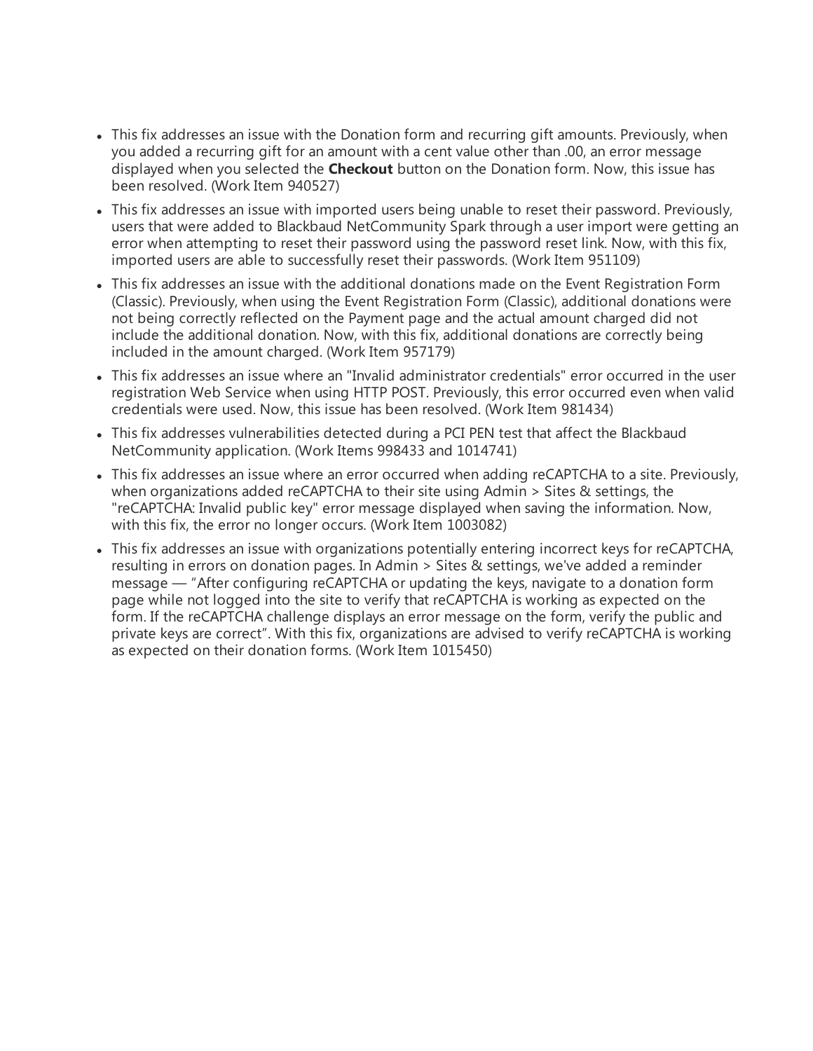- This fix addresses an issue with the Donation form and recurring gift amounts. Previously, when you added a recurring gift for an amount with a cent value other than .00, an error message displayed when you selected the **Checkout** button on the Donation form. Now, this issue has been resolved. (Work Item 940527)
- This fix addresses an issue with imported users being unable to reset their password. Previously, users that were added to Blackbaud NetCommunity Spark through a user import were getting an error when attempting to reset their password using the password reset link. Now, with this fix, imported users are able to successfully reset their passwords. (Work Item 951109)
- This fix addresses an issue with the additional donations made on the Event Registration Form (Classic). Previously, when using the Event Registration Form (Classic), additional donations were not being correctly reflected on the Payment page and the actual amount charged did not include the additional donation. Now, with this fix, additional donations are correctly being included in the amount charged. (Work Item 957179)
- This fix addresses an issue where an "Invalid administrator credentials" error occurred in the user registration Web Service when using HTTP POST. Previously, this error occurred even when valid credentials were used. Now, this issue has been resolved. (Work Item 981434)
- This fix addresses vulnerabilities detected during a PCI PEN test that affect the Blackbaud NetCommunity application. (Work Items 998433 and 1014741)
- This fix addresses an issue where an error occurred when adding reCAPTCHA to a site. Previously, when organizations added reCAPTCHA to their site using Admin > Sites & settings, the "reCAPTCHA: Invalid public key" error message displayed when saving the information. Now, with this fix, the error no longer occurs. (Work Item 1003082)
- This fix addresses an issue with organizations potentially entering incorrect keys for reCAPTCHA, resulting in errors on donation pages. In Admin > Sites & settings, we've added a reminder message — "After configuring reCAPTCHA or updating the keys, navigate to a donation form page while not logged into the site to verify that reCAPTCHA is working as expected on the form. If the reCAPTCHA challenge displays an error message on the form, verify the public and private keys are correct". With this fix, organizations are advised to verify reCAPTCHA is working as expected on their donation forms. (Work Item 1015450)